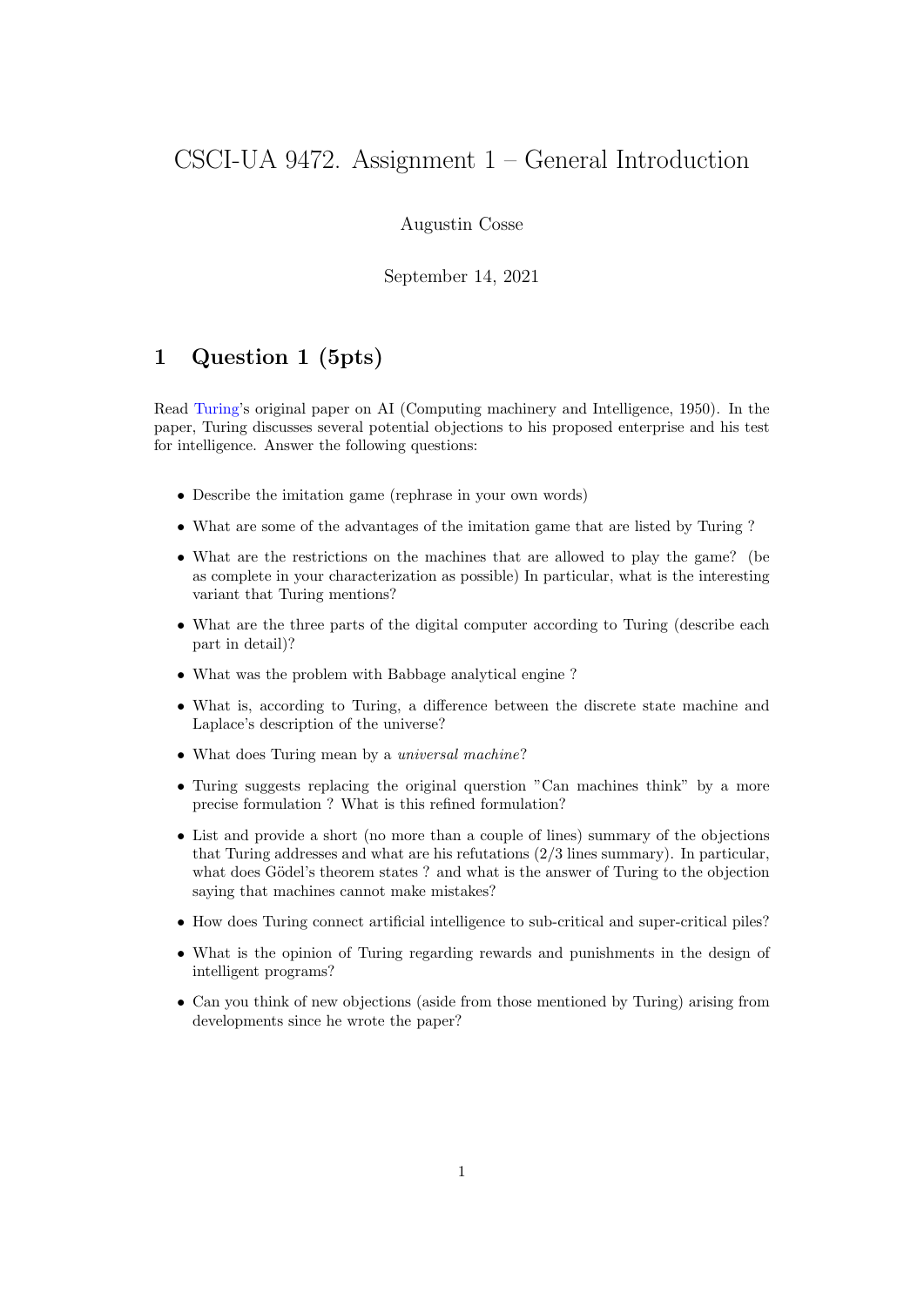# CSCI-UA 9472. Assignment 1 – General Introduction

Augustin Cosse

September 14, 2021

## 1 Question 1 (5pts)

Read Turing's original paper on AI (Computing machinery and Intelligence, 1950). In the paper, Turing discusses several potential objections to his proposed enterprise and his test for intelligence. Answer the following questions:

- Describe the imitation game (rephrase in your own words)
- What are some of the advantages of the imitation game that are listed by Turing ?
- What are the restrictions on the machines that are allowed to play the game? (be as complete in your characterization as possible) In particular, what is the interesting variant that Turing mentions?
- What are the three parts of the digital computer according to Turing (describe each part in detail)?
- What was the problem with Babbage analytical engine ?
- What is, according to Turing, a difference between the discrete state machine and Laplace's description of the universe?
- What does Turing mean by a *universal machine*?
- Turing suggests replacing the original querstion "Can machines think" by a more precise formulation ? What is this refined formulation?
- List and provide a short (no more than a couple of lines) summary of the objections that Turing addresses and what are his refutations (2/3 lines summary). In particular, what does Gödel's theorem states ? and what is the answer of Turing to the objection saying that machines cannot make mistakes?
- How does Turing connect artificial intelligence to sub-critical and super-critical piles?
- What is the opinion of Turing regarding rewards and punishments in the design of intelligent programs?
- Can you think of new objections (aside from those mentioned by Turing) arising from developments since he wrote the paper?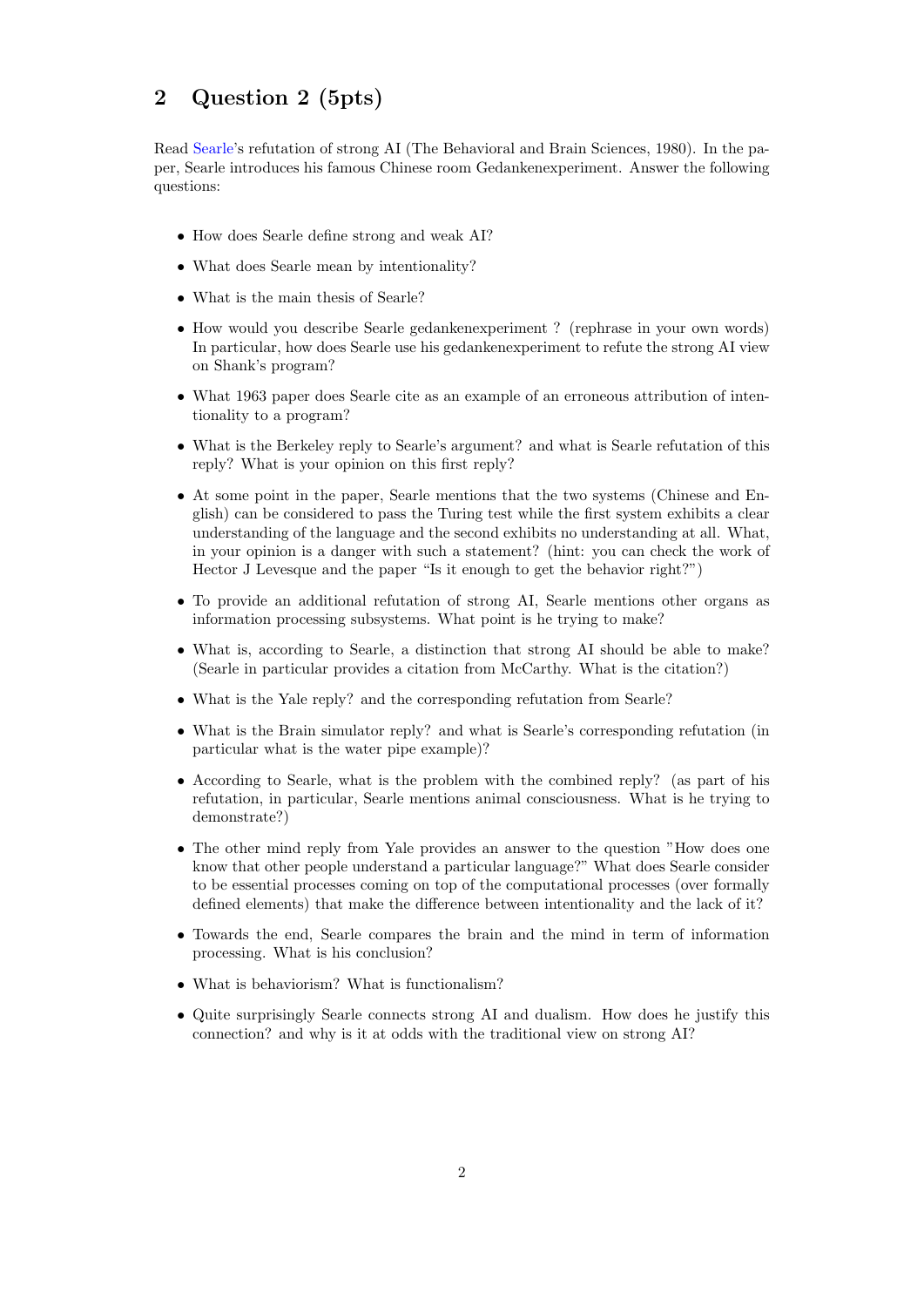## 2 Question 2 (5pts)

Read Searle's refutation of strong AI (The Behavioral and Brain Sciences, 1980). In the paper, Searle introduces his famous Chinese room Gedankenexperiment. Answer the following questions:

- How does Searle define strong and weak AI?
- What does Searle mean by intentionality?
- What is the main thesis of Searle?
- How would you describe Searle gedankenexperiment ? (rephrase in your own words) In particular, how does Searle use his gedankenexperiment to refute the strong AI view on Shank's program?
- What 1963 paper does Searle cite as an example of an erroneous attribution of intentionality to a program?
- What is the Berkeley reply to Searle's argument? and what is Searle refutation of this reply? What is your opinion on this first reply?
- At some point in the paper, Searle mentions that the two systems (Chinese and English) can be considered to pass the Turing test while the first system exhibits a clear understanding of the language and the second exhibits no understanding at all. What, in your opinion is a danger with such a statement? (hint: you can check the work of Hector J Levesque and the paper "Is it enough to get the behavior right?")
- To provide an additional refutation of strong AI, Searle mentions other organs as information processing subsystems. What point is he trying to make?
- What is, according to Searle, a distinction that strong AI should be able to make? (Searle in particular provides a citation from McCarthy. What is the citation?)
- What is the Yale reply? and the corresponding refutation from Searle?
- What is the Brain simulator reply? and what is Searle's corresponding refutation (in particular what is the water pipe example)?
- According to Searle, what is the problem with the combined reply? (as part of his refutation, in particular, Searle mentions animal consciousness. What is he trying to demonstrate?)
- The other mind reply from Yale provides an answer to the question "How does one know that other people understand a particular language?" What does Searle consider to be essential processes coming on top of the computational processes (over formally defined elements) that make the difference between intentionality and the lack of it?
- Towards the end, Searle compares the brain and the mind in term of information processing. What is his conclusion?
- What is behaviorism? What is functionalism?
- Quite surprisingly Searle connects strong AI and dualism. How does he justify this connection? and why is it at odds with the traditional view on strong AI?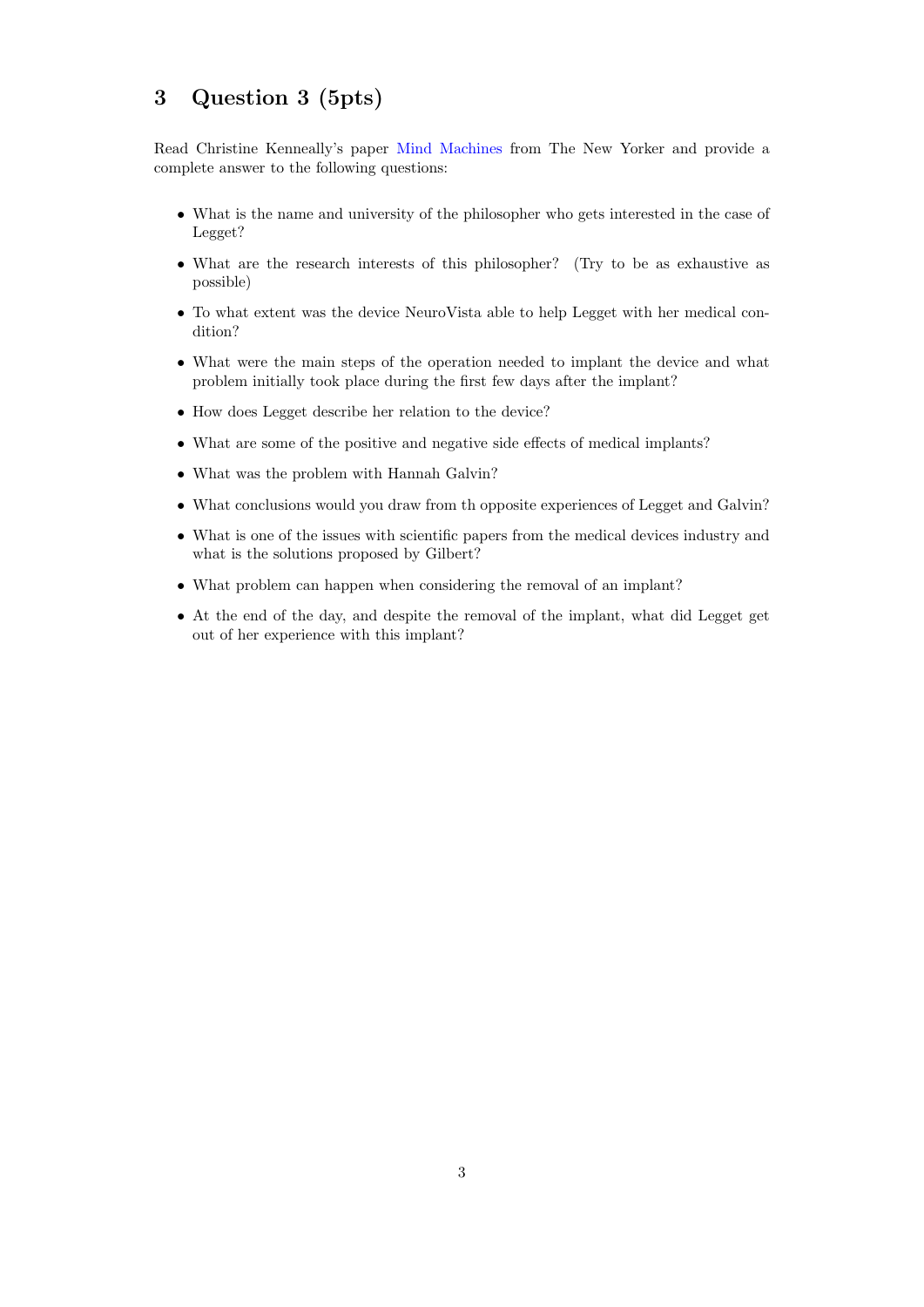## 3 Question 3 (5pts)

Read Christine Kenneally's paper Mind Machines from The New Yorker and provide a complete answer to the following questions:

- What is the name and university of the philosopher who gets interested in the case of Legget?
- What are the research interests of this philosopher? (Try to be as exhaustive as possible)
- To what extent was the device NeuroVista able to help Legget with her medical condition?
- What were the main steps of the operation needed to implant the device and what problem initially took place during the first few days after the implant?
- How does Legget describe her relation to the device?
- What are some of the positive and negative side effects of medical implants?
- What was the problem with Hannah Galvin?
- What conclusions would you draw from th opposite experiences of Legget and Galvin?
- What is one of the issues with scientific papers from the medical devices industry and what is the solutions proposed by Gilbert?
- What problem can happen when considering the removal of an implant?
- At the end of the day, and despite the removal of the implant, what did Legget get out of her experience with this implant?